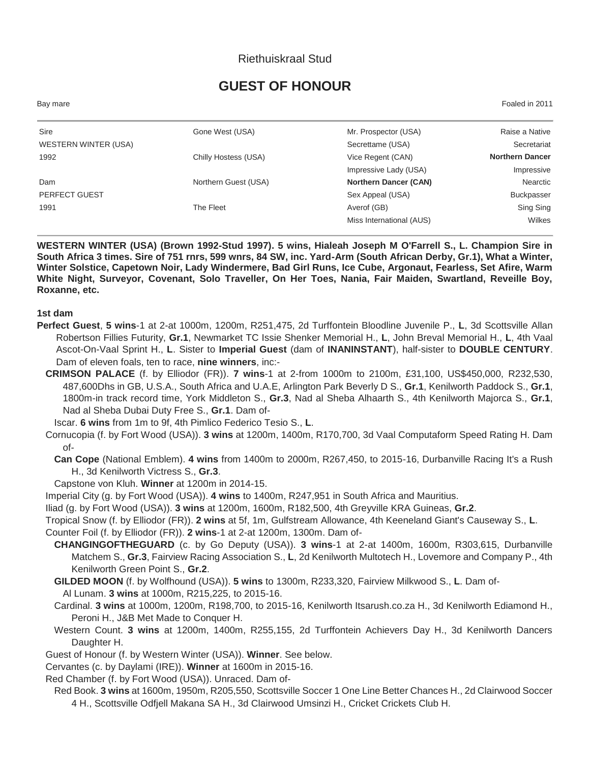Riethuiskraal Stud

# GUEST OF HONOUR

Bay mare | Foaled in 2011

| | | | |
|---|---|---|---|
| Sire | Gone West (USA) | Mr. Prospector (USA) | Raise a Native |
| WESTERN WINTER (USA) | | Secrettame (USA) | Secretariat |
| 1992 | Chilly Hostess (USA) | Vice Regent (CAN) | **Northern Dancer** |
| | | Impressive Lady (USA) | Impressive |
| Dam | Northern Guest (USA) | **Northern Dancer (CAN)** | Nearctic |
| PERFECT GUEST | | Sex Appeal (USA) | Buckpasser |
| 1991 | The Fleet | Averof (GB) | Sing Sing |
| | | Miss International (AUS) | Wilkes |

**WESTERN WINTER (USA) (Brown 1992-Stud 1997). 5 wins, Hialeah Joseph M O'Farrell S., L. Champion Sire in South Africa 3 times. Sire of 751 rnrs, 599 wnrs, 84 SW, inc. Yard-Arm (South African Derby, Gr.1), What a Winter, Winter Solstice, Capetown Noir, Lady Windermere, Bad Girl Runs, Ice Cube, Argonaut, Fearless, Set Afire, Warm White Night, Surveyor, Covenant, Solo Traveller, On Her Toes, Nania, Fair Maiden, Swartland, Reveille Boy, Roxanne, etc.**

**1st dam**

**Perfect Guest**, **5 wins**-1 at 2-at 1000m, 1200m, R251,475, 2d Turffontein Bloodline Juvenile P., **L**, 3d Scottsville Allan Robertson Fillies Futurity, **Gr.1**, Newmarket TC Issie Shenker Memorial H., **L**, John Breval Memorial H., **L**, 4th Vaal Ascot-On-Vaal Sprint H., **L**. Sister to **Imperial Guest** (dam of **INANINSTANT**), half-sister to **DOUBLE CENTURY**. Dam of eleven foals, ten to race, **nine winners**, inc:-

**CRIMSON PALACE** (f. by Elliodor (FR)). **7 wins**-1 at 2-from 1000m to 2100m, £31,100, US$450,000, R232,530, 487,600Dhs in GB, U.S.A., South Africa and U.A.E, Arlington Park Beverly D S., **Gr.1**, Kenilworth Paddock S., **Gr.1**, 1800m-in track record time, York Middleton S., **Gr.3**, Nad al Sheba Alhaarth S., 4th Kenilworth Majorca S., **Gr.1**, Nad al Sheba Dubai Duty Free S., **Gr.1**. Dam of-

Iscar. **6 wins** from 1m to 9f, 4th Pimlico Federico Tesio S., **L**.

Cornucopia (f. by Fort Wood (USA)). **3 wins** at 1200m, 1400m, R170,700, 3d Vaal Computaform Speed Rating H. Dam of-

**Can Cope** (National Emblem). **4 wins** from 1400m to 2000m, R267,450, to 2015-16, Durbanville Racing It's a Rush H., 3d Kenilworth Victress S., **Gr.3**.

Capstone von Kluh. **Winner** at 1200m in 2014-15.

Imperial City (g. by Fort Wood (USA)). **4 wins** to 1400m, R247,951 in South Africa and Mauritius.

Iliad (g. by Fort Wood (USA)). **3 wins** at 1200m, 1600m, R182,500, 4th Greyville KRA Guineas, **Gr.2**.

Tropical Snow (f. by Elliodor (FR)). **2 wins** at 5f, 1m, Gulfstream Allowance, 4th Keeneland Giant's Causeway S., **L**.

Counter Foil (f. by Elliodor (FR)). **2 wins**-1 at 2-at 1200m, 1300m. Dam of-

**CHANGINGOFTHEGUARD** (c. by Go Deputy (USA)). **3 wins**-1 at 2-at 1400m, 1600m, R303,615, Durbanville Matchem S., **Gr.3**, Fairview Racing Association S., **L**, 2d Kenilworth Multotech H., Lovemore and Company P., 4th Kenilworth Green Point S., **Gr.2**.

**GILDED MOON** (f. by Wolfhound (USA)). **5 wins** to 1300m, R233,320, Fairview Milkwood S., **L**. Dam of-

Al Lunam. **3 wins** at 1000m, R215,225, to 2015-16.

Cardinal. **3 wins** at 1000m, 1200m, R198,700, to 2015-16, Kenilworth Itsarush.co.za H., 3d Kenilworth Ediamond H., Peroni H., J&B Met Made to Conquer H.

Western Count. **3 wins** at 1200m, 1400m, R255,155, 2d Turffontein Achievers Day H., 3d Kenilworth Dancers Daughter H.

Guest of Honour (f. by Western Winter (USA)). **Winner**. See below.

Cervantes (c. by Daylami (IRE)). **Winner** at 1600m in 2015-16.

Red Chamber (f. by Fort Wood (USA)). Unraced. Dam of-

Red Book. **3 wins** at 1600m, 1950m, R205,550, Scottsville Soccer 1 One Line Better Chances H., 2d Clairwood Soccer 4 H., Scottsville Odfjell Makana SA H., 3d Clairwood Umsinzi H., Cricket Crickets Club H.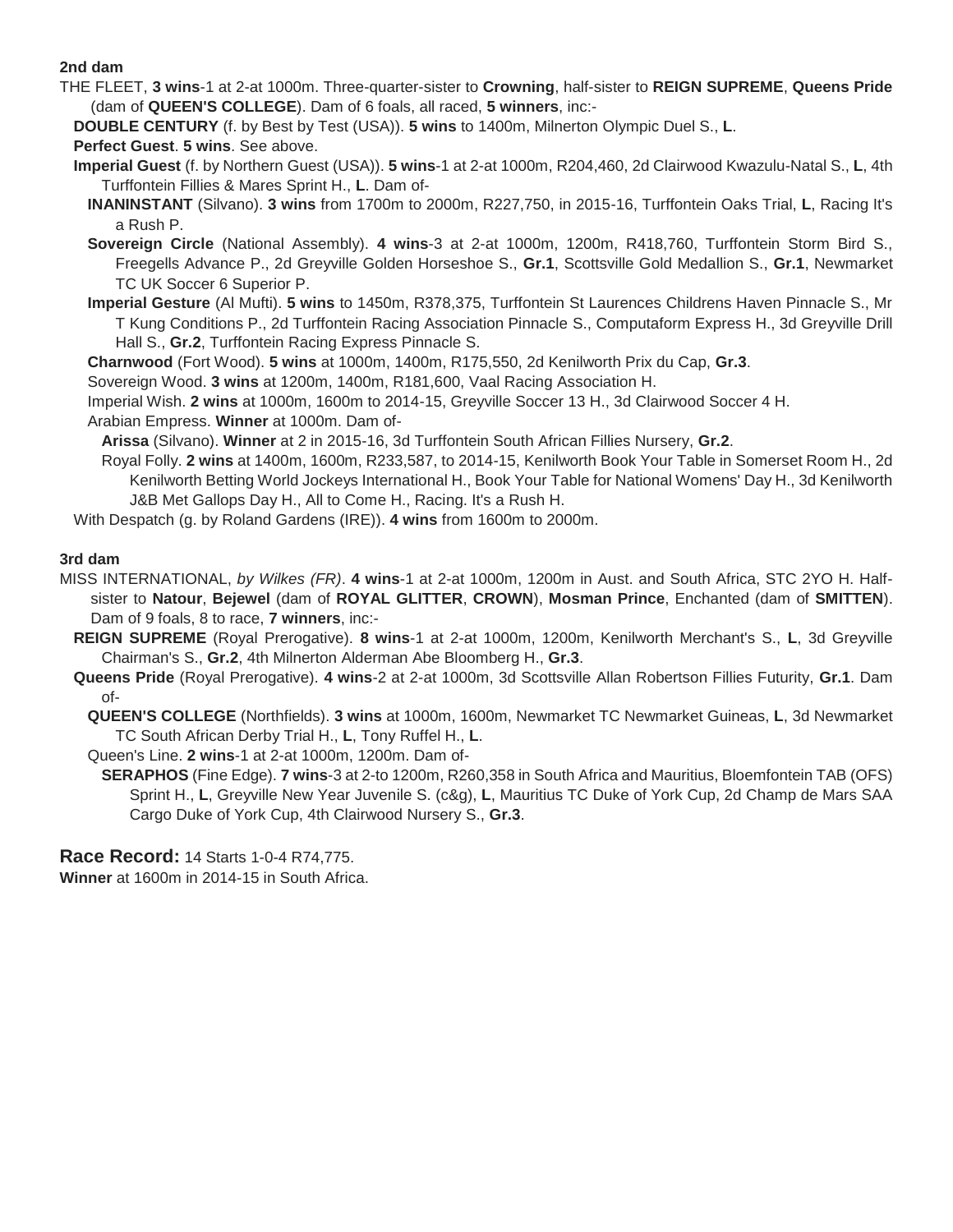### 2nd dam

THE FLEET, **3 wins**-1 at 2-at 1000m. Three-quarter-sister to **Crowning**, half-sister to **REIGN SUPREME**, **Queens Pride** (dam of **QUEEN'S COLLEGE**). Dam of 6 foals, all raced, **5 winners**, inc:-

**DOUBLE CENTURY** (f. by Best by Test (USA)). **5 wins** to 1400m, Milnerton Olympic Duel S., **L**.

**Perfect Guest**. **5 wins**. See above.

**Imperial Guest** (f. by Northern Guest (USA)). **5 wins**-1 at 2-at 1000m, R204,460, 2d Clairwood Kwazulu-Natal S., **L**, 4th Turffontein Fillies & Mares Sprint H., **L**. Dam of-

**INANINSTANT** (Silvano). **3 wins** from 1700m to 2000m, R227,750, in 2015-16, Turffontein Oaks Trial, **L**, Racing It's a Rush P.

**Sovereign Circle** (National Assembly). **4 wins**-3 at 2-at 1000m, 1200m, R418,760, Turffontein Storm Bird S., Freegells Advance P., 2d Greyville Golden Horseshoe S., **Gr.1**, Scottsville Gold Medallion S., **Gr.1**, Newmarket TC UK Soccer 6 Superior P.

**Imperial Gesture** (Al Mufti). **5 wins** to 1450m, R378,375, Turffontein St Laurences Childrens Haven Pinnacle S., Mr T Kung Conditions P., 2d Turffontein Racing Association Pinnacle S., Computaform Express H., 3d Greyville Drill Hall S., **Gr.2**, Turffontein Racing Express Pinnacle S.

**Charnwood** (Fort Wood). **5 wins** at 1000m, 1400m, R175,550, 2d Kenilworth Prix du Cap, **Gr.3**.

Sovereign Wood. **3 wins** at 1200m, 1400m, R181,600, Vaal Racing Association H.

Imperial Wish. **2 wins** at 1000m, 1600m to 2014-15, Greyville Soccer 13 H., 3d Clairwood Soccer 4 H.

Arabian Empress. **Winner** at 1000m. Dam of-

**Arissa** (Silvano). **Winner** at 2 in 2015-16, 3d Turffontein South African Fillies Nursery, **Gr.2**.

Royal Folly. **2 wins** at 1400m, 1600m, R233,587, to 2014-15, Kenilworth Book Your Table in Somerset Room H., 2d Kenilworth Betting World Jockeys International H., Book Your Table for National Womens' Day H., 3d Kenilworth J&B Met Gallops Day H., All to Come H., Racing. It's a Rush H.

With Despatch (g. by Roland Gardens (IRE)). **4 wins** from 1600m to 2000m.

### 3rd dam

MISS INTERNATIONAL, *by Wilkes (FR)*. **4 wins**-1 at 2-at 1000m, 1200m in Aust. and South Africa, STC 2YO H. Half-sister to **Natour**, **Bejewel** (dam of **ROYAL GLITTER**, **CROWN**), **Mosman Prince**, Enchanted (dam of **SMITTEN**). Dam of 9 foals, 8 to race, **7 winners**, inc:-

**REIGN SUPREME** (Royal Prerogative). **8 wins**-1 at 2-at 1000m, 1200m, Kenilworth Merchant's S., **L**, 3d Greyville Chairman's S., **Gr.2**, 4th Milnerton Alderman Abe Bloomberg H., **Gr.3**.

**Queens Pride** (Royal Prerogative). **4 wins**-2 at 2-at 1000m, 3d Scottsville Allan Robertson Fillies Futurity, **Gr.1**. Dam of-

**QUEEN'S COLLEGE** (Northfields). **3 wins** at 1000m, 1600m, Newmarket TC Newmarket Guineas, **L**, 3d Newmarket TC South African Derby Trial H., **L**, Tony Ruffel H., **L**.

Queen's Line. **2 wins**-1 at 2-at 1000m, 1200m. Dam of-

**SERAPHOS** (Fine Edge). **7 wins**-3 at 2-to 1200m, R260,358 in South Africa and Mauritius, Bloemfontein TAB (OFS) Sprint H., **L**, Greyville New Year Juvenile S. (c&g), **L**, Mauritius TC Duke of York Cup, 2d Champ de Mars SAA Cargo Duke of York Cup, 4th Clairwood Nursery S., **Gr.3**.

**Race Record:** 14 Starts 1-0-4 R74,775.

**Winner** at 1600m in 2014-15 in South Africa.